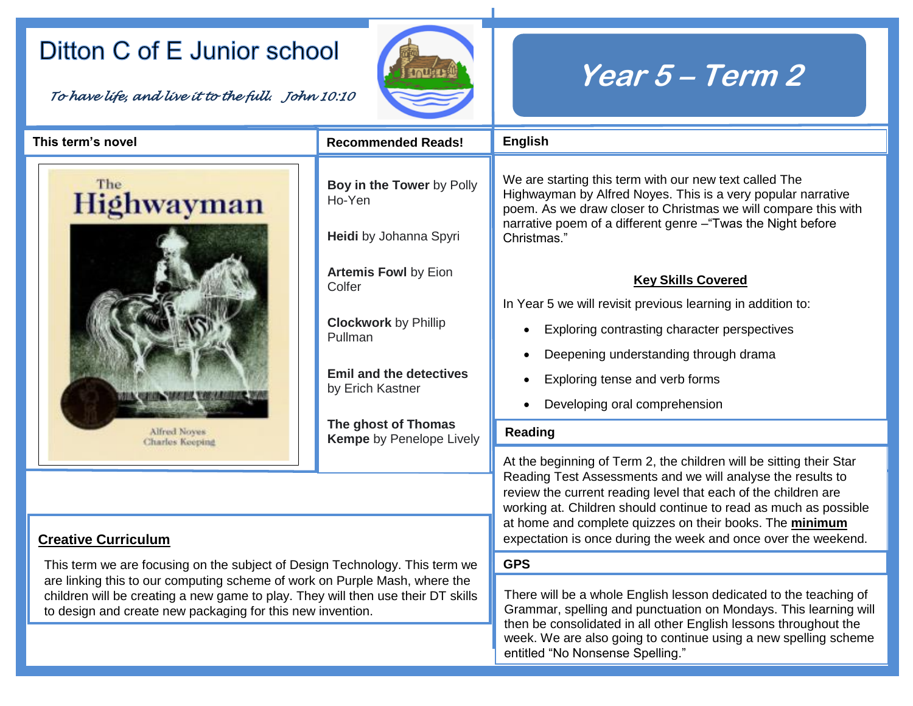# Ditton C of E Junior school

*To have life, and live it to the full. John 10:10*

# Year 5 – Term 2

## This term's novel

The Highwayman

Alfred Noyes
Charles Keeping

## Recommended Reads!

**Boy in the Tower** by Polly Ho-Yen

**Heidi** by Johanna Spyri

**Artemis Fowl** by Eion Colfer

**Clockwork** by Phillip Pullman

**Emil and the detectives** by Erich Kastner

**The ghost of Thomas Kempe** by Penelope Lively

## English

We are starting this term with our new text called The Highwayman by Alfred Noyes. This is a very popular narrative poem. As we draw closer to Christmas we will compare this with narrative poem of a different genre –"Twas the Night before Christmas."

**Key Skills Covered**

In Year 5 we will revisit previous learning in addition to:

- Exploring contrasting character perspectives
- Deepening understanding through drama
- Exploring tense and verb forms
- Developing oral comprehension

## Reading

At the beginning of Term 2, the children will be sitting their Star Reading Test Assessments and we will analyse the results to review the current reading level that each of the children are working at. Children should continue to read as much as possible at home and complete quizzes on their books. The **minimum** expectation is once during the week and once over the weekend.

## GPS

There will be a whole English lesson dedicated to the teaching of Grammar, spelling and punctuation on Mondays. This learning will then be consolidated in all other English lessons throughout the week. We are also going to continue using a new spelling scheme entitled "No Nonsense Spelling."

## Creative Curriculum

This term we are focusing on the subject of Design Technology. This term we are linking this to our computing scheme of work on Purple Mash, where the children will be creating a new game to play. They will then use their DT skills to design and create new packaging for this new invention.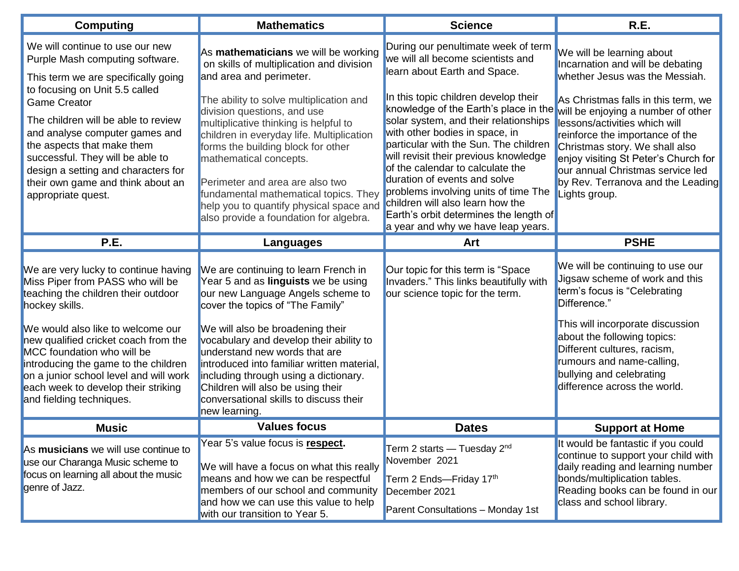| Computing | Mathematics | Science | R.E. |
|---|---|---|---|
| We will continue to use our new Purple Mash computing software.<br><br>This term we are specifically going to focusing on Unit 5.5 called Game Creator<br><br>The children will be able to review and analyse computer games and the aspects that make them successful. They will be able to design a setting and characters for their own game and think about an appropriate quest. | As **mathematicians** we will be working on skills of multiplication and division and area and perimeter.<br><br>The ability to solve multiplication and division questions, and use multiplicative thinking is helpful to children in everyday life. Multiplication forms the building block for other mathematical concepts.<br><br>Perimeter and area are also two fundamental mathematical topics. They help you to quantify physical space and also provide a foundation for algebra. | During our penultimate week of term we will all become scientists and learn about Earth and Space.<br><br>In this topic children develop their knowledge of the Earth's place in the solar system, and their relationships with other bodies in space, in particular with the Sun. The children will revisit their previous knowledge of the calendar to calculate the duration of events and solve problems involving units of time The children will also learn how the Earth's orbit determines the length of a year and why we have leap years. | We will be learning about Incarnation and will be debating whether Jesus was the Messiah.<br><br>As Christmas falls in this term, we will be enjoying a number of other lessons/activities which will reinforce the importance of the Christmas story. We shall also enjoy visiting St Peter's Church for our annual Christmas service led by Rev. Terranova and the Leading Lights group. |
| **P.E.** | **Languages** | **Art** | **PSHE** |
| We are very lucky to continue having Miss Piper from PASS who will be teaching the children their outdoor hockey skills.<br><br>We would also like to welcome our new qualified cricket coach from the MCC foundation who will be introducing the game to the children on a junior school level and will work each week to develop their striking and fielding techniques. | We are continuing to learn French in Year 5 and as **linguists** we be using our new Language Angels scheme to cover the topics of "The Family"<br><br>We will also be broadening their vocabulary and develop their ability to understand new words that are introduced into familiar written material, including through using a dictionary. Children will also be using their conversational skills to discuss their new learning. | Our topic for this term is "Space Invaders." This links beautifully with our science topic for the term. | We will be continuing to use our Jigsaw scheme of work and this term's focus is "Celebrating Difference."<br><br>This will incorporate discussion about the following topics: Different cultures, racism, rumours and name-calling, bullying and celebrating difference across the world. |
| **Music** | **Values focus** | **Dates** | **Support at Home** |
| As **musicians** we will use continue to use our Charanga Music scheme to focus on learning all about the music genre of Jazz. | Year 5's value focus is **respect.**<br><br>We will have a focus on what this really means and how we can be respectful members of our school and community and how we can use this value to help with our transition to Year 5. | Term 2 starts — Tuesday 2nd November 2021<br><br>Term 2 Ends—Friday 17th December 2021<br><br>Parent Consultations – Monday 1st | It would be fantastic if you could continue to support your child with daily reading and learning number bonds/multiplication tables. Reading books can be found in our class and school library. |